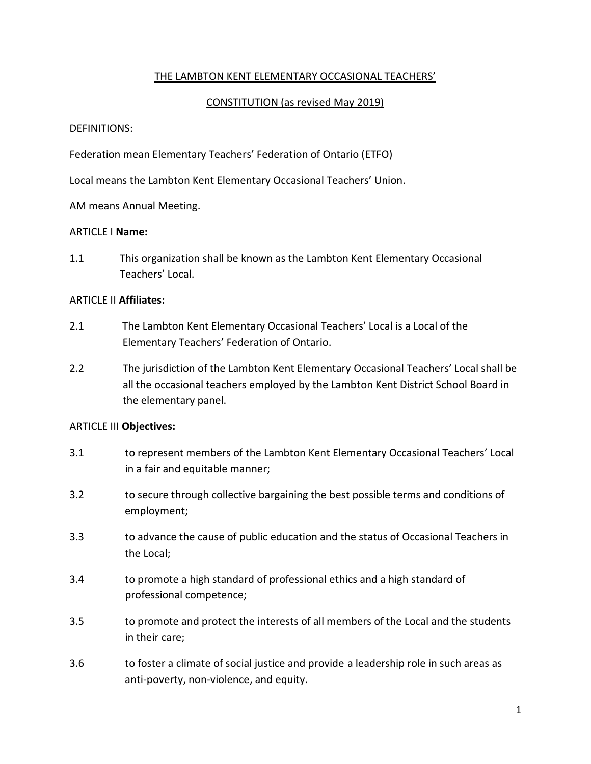# THE LAMBTON KENT ELEMENTARY OCCASIONAL TEACHERS'

## CONSTITUTION (as revised May 2019)

DEFINITIONS:

Federation mean Elementary Teachers' Federation of Ontario (ETFO)

Local means the Lambton Kent Elementary Occasional Teachers' Union.

AM means Annual Meeting.

### ARTICLE I **Name:**

1.1 This organization shall be known as the Lambton Kent Elementary Occasional Teachers' Local.

### ARTICLE II **Affiliates:**

2.1 The Lambton Kent Elementary Occasional Teachers' Local is a Local of the Elementary Teachers' Federation of Ontario.

2.2 The jurisdiction of the Lambton Kent Elementary Occasional Teachers' Local shall be all the occasional teachers employed by the Lambton Kent District School Board in the elementary panel.

### ARTICLE III **Objectives:**

3.1 to represent members of the Lambton Kent Elementary Occasional Teachers' Local in a fair and equitable manner;

3.2 to secure through collective bargaining the best possible terms and conditions of employment;

3.3 to advance the cause of public education and the status of Occasional Teachers in the Local;

3.4 to promote a high standard of professional ethics and a high standard of professional competence;

3.5 to promote and protect the interests of all members of the Local and the students in their care;

3.6 to foster a climate of social justice and provide a leadership role in such areas as anti-poverty, non-violence, and equity.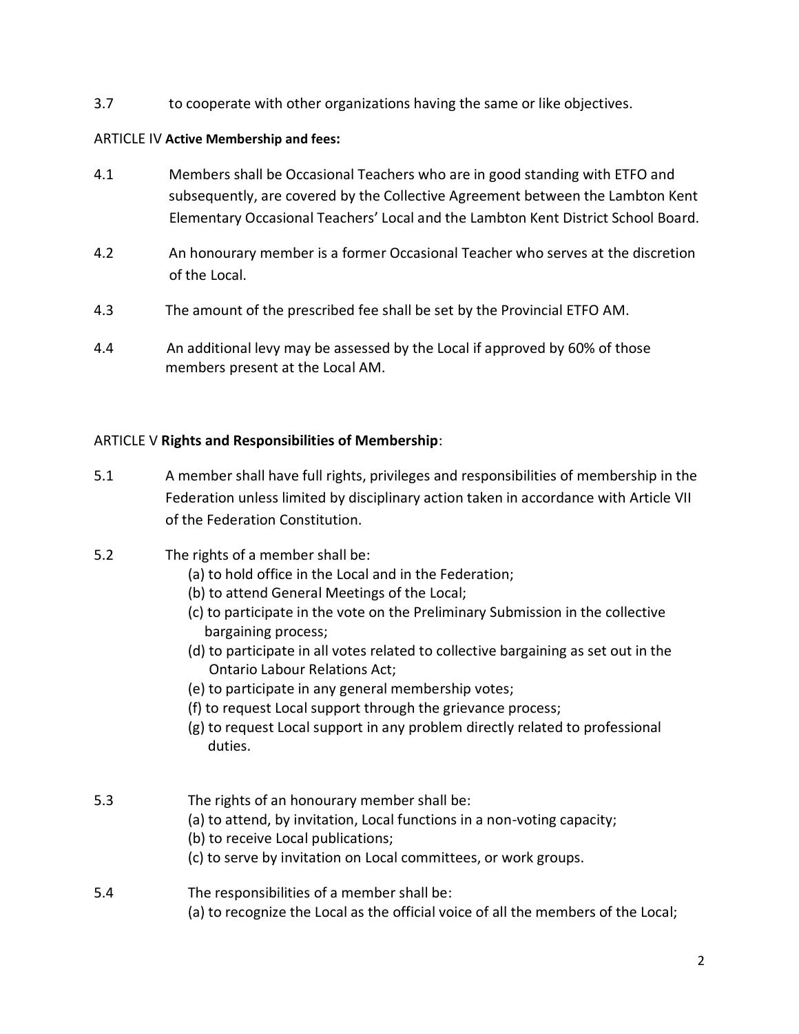3.7 to cooperate with other organizations having the same or like objectives.

ARTICLE IV **Active Membership and fees:**

4.1 Members shall be Occasional Teachers who are in good standing with ETFO and subsequently, are covered by the Collective Agreement between the Lambton Kent Elementary Occasional Teachers' Local and the Lambton Kent District School Board.

4.2 An honourary member is a former Occasional Teacher who serves at the discretion of the Local.

4.3 The amount of the prescribed fee shall be set by the Provincial ETFO AM.

4.4 An additional levy may be assessed by the Local if approved by 60% of those members present at the Local AM.

ARTICLE V **Rights and Responsibilities of Membership**:

5.1 A member shall have full rights, privileges and responsibilities of membership in the Federation unless limited by disciplinary action taken in accordance with Article VII of the Federation Constitution.

5.2 The rights of a member shall be:

(a) to hold office in the Local and in the Federation;
(b) to attend General Meetings of the Local;
(c) to participate in the vote on the Preliminary Submission in the collective bargaining process;
(d) to participate in all votes related to collective bargaining as set out in the Ontario Labour Relations Act;
(e) to participate in any general membership votes;
(f) to request Local support through the grievance process;
(g) to request Local support in any problem directly related to professional duties.

5.3 The rights of an honourary member shall be:

(a) to attend, by invitation, Local functions in a non-voting capacity;
(b) to receive Local publications;
(c) to serve by invitation on Local committees, or work groups.

5.4 The responsibilities of a member shall be:

(a) to recognize the Local as the official voice of all the members of the Local;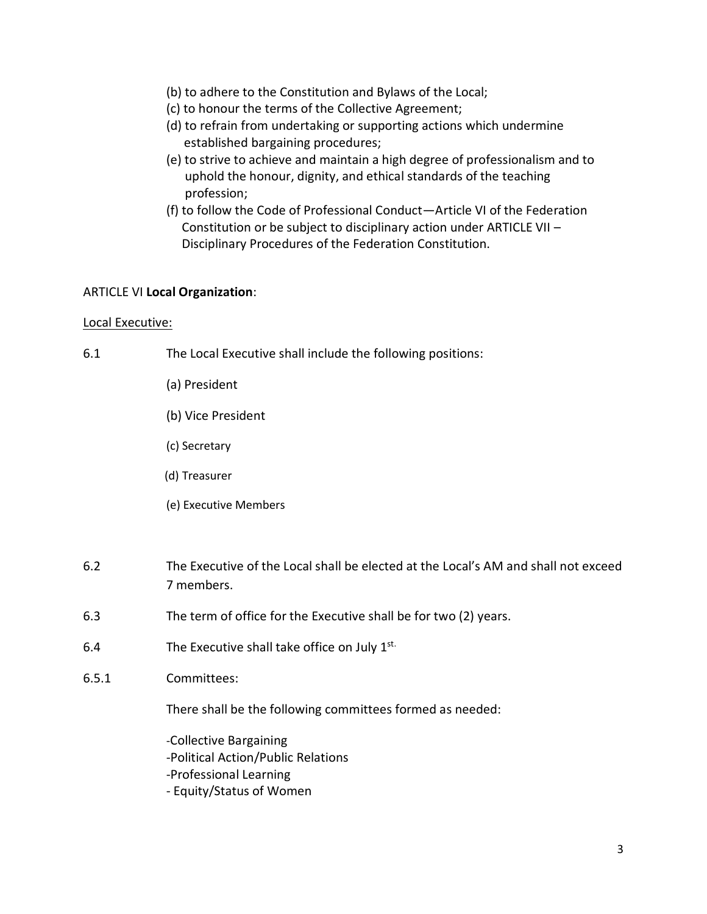(b) to adhere to the Constitution and Bylaws of the Local;
(c) to honour the terms of the Collective Agreement;
(d) to refrain from undertaking or supporting actions which undermine established bargaining procedures;
(e) to strive to achieve and maintain a high degree of professionalism and to uphold the honour, dignity, and ethical standards of the teaching profession;
(f) to follow the Code of Professional Conduct—Article VI of the Federation Constitution or be subject to disciplinary action under ARTICLE VII – Disciplinary Procedures of the Federation Constitution.

ARTICLE VI **Local Organization**:

Local Executive:

6.1 The Local Executive shall include the following positions:

(a) President

(b) Vice President

(c) Secretary

(d) Treasurer

(e) Executive Members

6.2 The Executive of the Local shall be elected at the Local's AM and shall not exceed 7 members.

6.3 The term of office for the Executive shall be for two (2) years.

6.4 The Executive shall take office on July 1st.

6.5.1 Committees:

There shall be the following committees formed as needed:

-Collective Bargaining
-Political Action/Public Relations
-Professional Learning
- Equity/Status of Women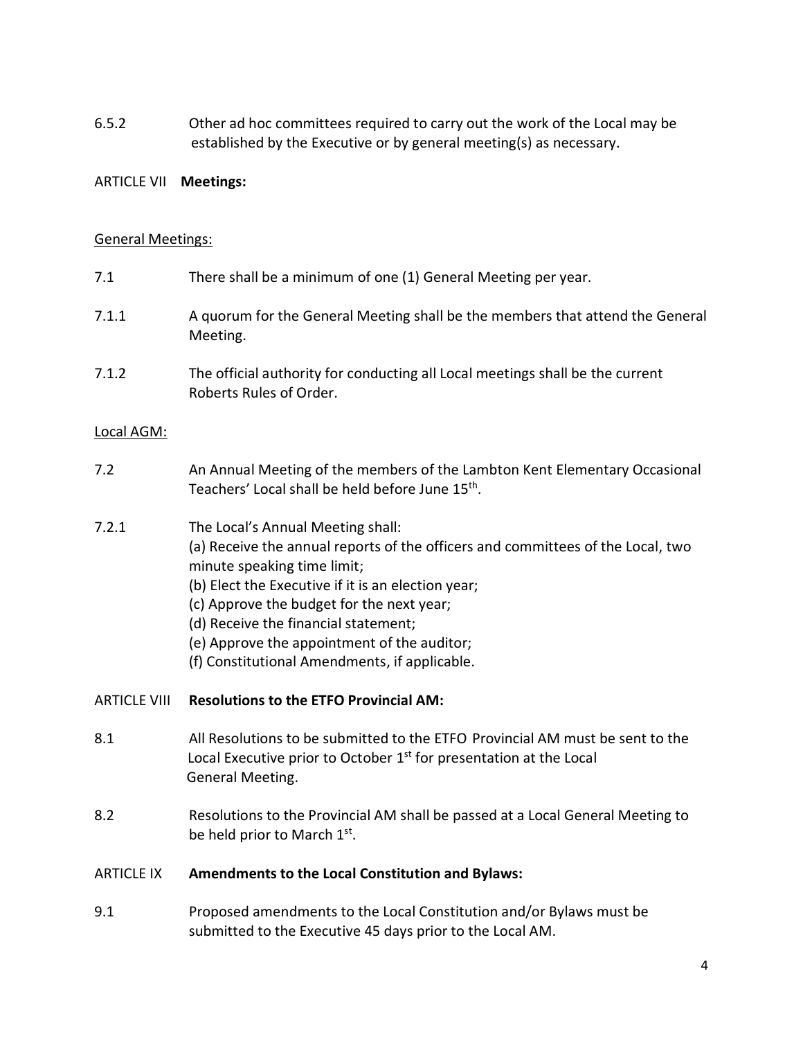6.5.2 Other ad hoc committees required to carry out the work of the Local may be established by the Executive or by general meeting(s) as necessary.

## ARTICLE VII **Meetings:**

General Meetings:

7.1 There shall be a minimum of one (1) General Meeting per year.

7.1.1 A quorum for the General Meeting shall be the members that attend the General Meeting.

7.1.2 The official authority for conducting all Local meetings shall be the current Roberts Rules of Order.

Local AGM:

7.2 An Annual Meeting of the members of the Lambton Kent Elementary Occasional Teachers' Local shall be held before June 15th.

7.2.1 The Local's Annual Meeting shall:
(a) Receive the annual reports of the officers and committees of the Local, two minute speaking time limit;
(b) Elect the Executive if it is an election year;
(c) Approve the budget for the next year;
(d) Receive the financial statement;
(e) Approve the appointment of the auditor;
(f) Constitutional Amendments, if applicable.

## ARTICLE VIII **Resolutions to the ETFO Provincial AM:**

8.1 All Resolutions to be submitted to the ETFO Provincial AM must be sent to the Local Executive prior to October 1st for presentation at the Local General Meeting.

8.2 Resolutions to the Provincial AM shall be passed at a Local General Meeting to be held prior to March 1st.

## ARTICLE IX **Amendments to the Local Constitution and Bylaws:**

9.1 Proposed amendments to the Local Constitution and/or Bylaws must be submitted to the Executive 45 days prior to the Local AM.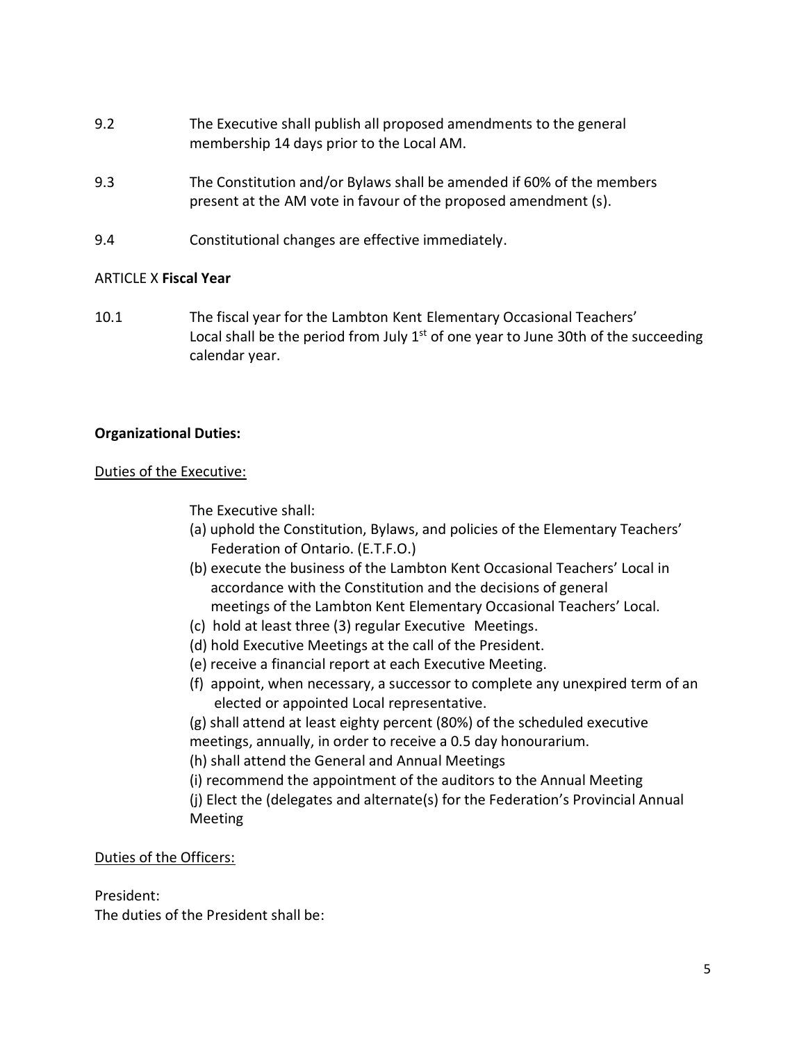9.2 The Executive shall publish all proposed amendments to the general membership 14 days prior to the Local AM.

9.3 The Constitution and/or Bylaws shall be amended if 60% of the members present at the AM vote in favour of the proposed amendment (s).

9.4 Constitutional changes are effective immediately.

ARTICLE X **Fiscal Year**

10.1 The fiscal year for the Lambton Kent Elementary Occasional Teachers' Local shall be the period from July 1st of one year to June 30th of the succeeding calendar year.

**Organizational Duties:**

Duties of the Executive:

The Executive shall:

(a) uphold the Constitution, Bylaws, and policies of the Elementary Teachers' Federation of Ontario. (E.T.F.O.)
(b) execute the business of the Lambton Kent Occasional Teachers' Local in accordance with the Constitution and the decisions of general meetings of the Lambton Kent Elementary Occasional Teachers' Local.
(c) hold at least three (3) regular Executive Meetings.
(d) hold Executive Meetings at the call of the President.
(e) receive a financial report at each Executive Meeting.
(f) appoint, when necessary, a successor to complete any unexpired term of an elected or appointed Local representative.
(g) shall attend at least eighty percent (80%) of the scheduled executive meetings, annually, in order to receive a 0.5 day honourarium.
(h) shall attend the General and Annual Meetings
(i) recommend the appointment of the auditors to the Annual Meeting
(j) Elect the (delegates and alternate(s) for the Federation's Provincial Annual Meeting

Duties of the Officers:

President:
The duties of the President shall be: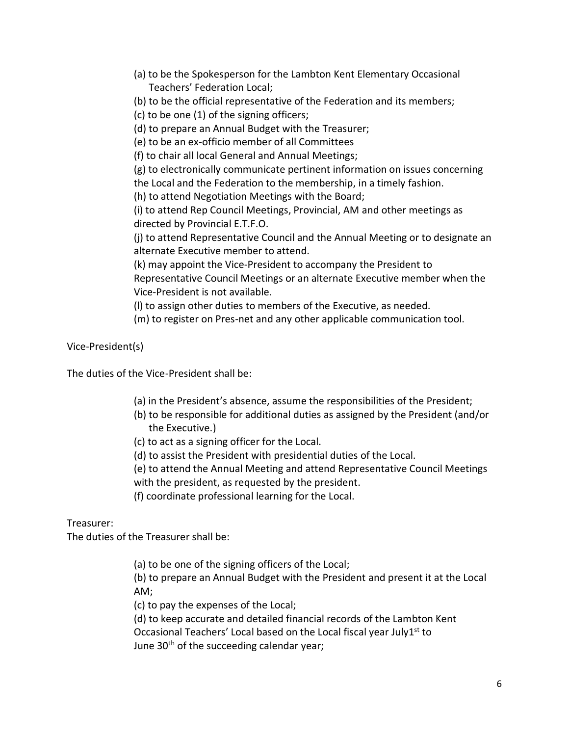(a) to be the Spokesperson for the Lambton Kent Elementary Occasional Teachers' Federation Local;

(b) to be the official representative of the Federation and its members;

(c) to be one (1) of the signing officers;

(d) to prepare an Annual Budget with the Treasurer;

(e) to be an ex-officio member of all Committees

(f) to chair all local General and Annual Meetings;

(g) to electronically communicate pertinent information on issues concerning the Local and the Federation to the membership, in a timely fashion.

(h) to attend Negotiation Meetings with the Board;

(i) to attend Rep Council Meetings, Provincial, AM and other meetings as directed by Provincial E.T.F.O.

(j) to attend Representative Council and the Annual Meeting or to designate an alternate Executive member to attend.

(k) may appoint the Vice-President to accompany the President to Representative Council Meetings or an alternate Executive member when the Vice-President is not available.

(l) to assign other duties to members of the Executive, as needed.

(m) to register on Pres-net and any other applicable communication tool.

Vice-President(s)

The duties of the Vice-President shall be:

(a) in the President's absence, assume the responsibilities of the President;

(b) to be responsible for additional duties as assigned by the President (and/or the Executive.)

(c) to act as a signing officer for the Local.

(d) to assist the President with presidential duties of the Local.

(e) to attend the Annual Meeting and attend Representative Council Meetings with the president, as requested by the president.

(f) coordinate professional learning for the Local.

Treasurer:

The duties of the Treasurer shall be:

(a) to be one of the signing officers of the Local;

(b) to prepare an Annual Budget with the President and present it at the Local AM;

(c) to pay the expenses of the Local;

(d) to keep accurate and detailed financial records of the Lambton Kent Occasional Teachers' Local based on the Local fiscal year July1st to June 30th of the succeeding calendar year;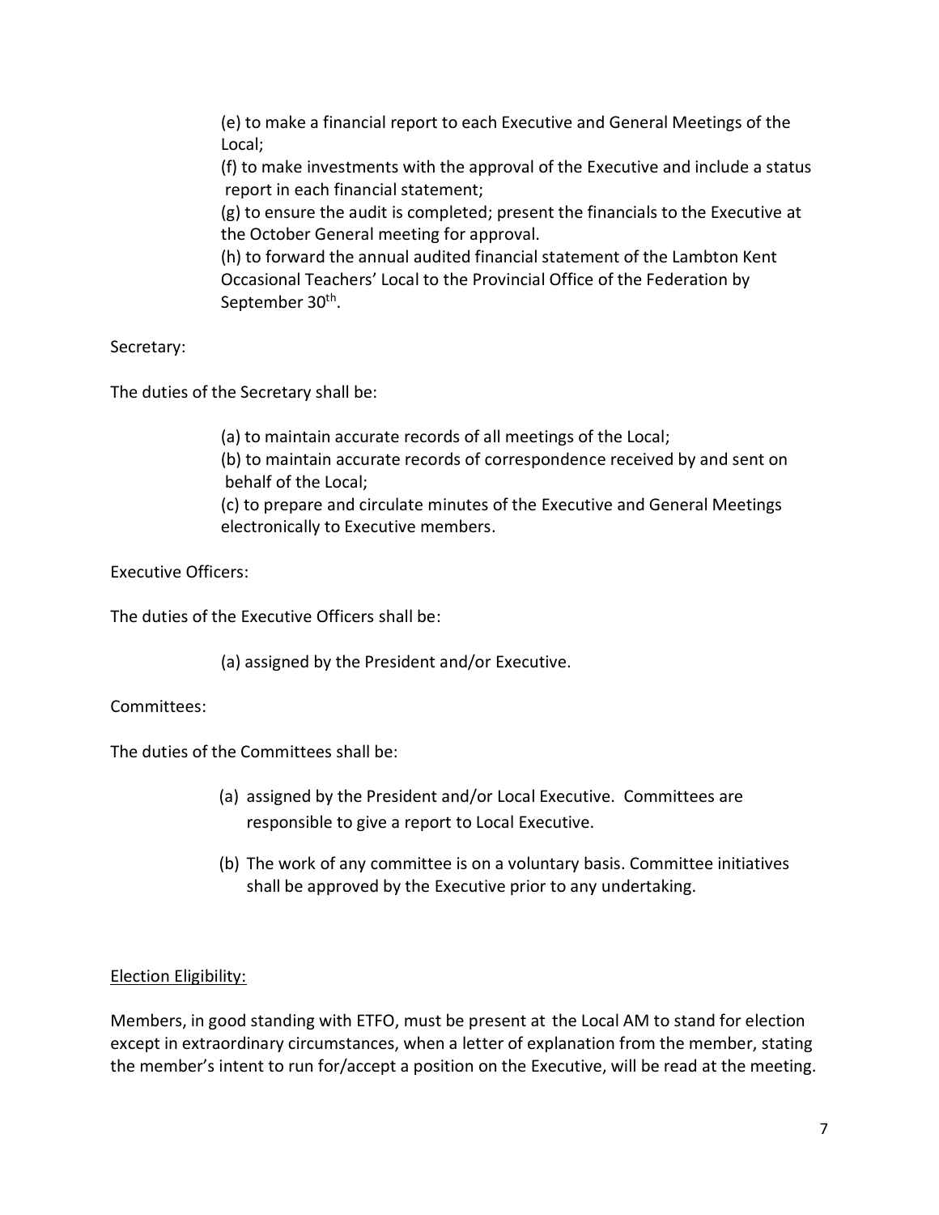(e) to make a financial report to each Executive and General Meetings of the Local;

(f) to make investments with the approval of the Executive and include a status report in each financial statement;

(g) to ensure the audit is completed; present the financials to the Executive at the October General meeting for approval.

(h) to forward the annual audited financial statement of the Lambton Kent Occasional Teachers' Local to the Provincial Office of the Federation by September 30th.

Secretary:

The duties of the Secretary shall be:

(a) to maintain accurate records of all meetings of the Local;

(b) to maintain accurate records of correspondence received by and sent on behalf of the Local;

(c) to prepare and circulate minutes of the Executive and General Meetings electronically to Executive members.

Executive Officers:

The duties of the Executive Officers shall be:

(a) assigned by the President and/or Executive.

Committees:

The duties of the Committees shall be:

(a) assigned by the President and/or Local Executive. Committees are responsible to give a report to Local Executive.

(b) The work of any committee is on a voluntary basis. Committee initiatives shall be approved by the Executive prior to any undertaking.

Election Eligibility:

Members, in good standing with ETFO, must be present at the Local AM to stand for election except in extraordinary circumstances, when a letter of explanation from the member, stating the member's intent to run for/accept a position on the Executive, will be read at the meeting.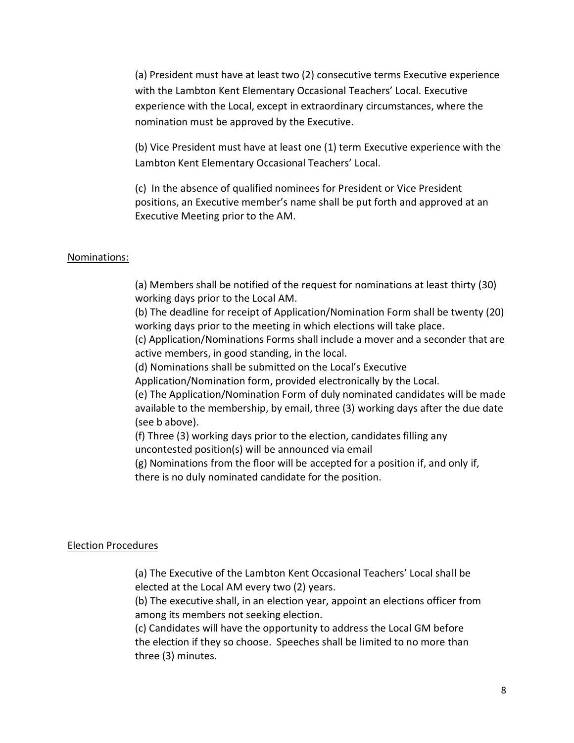(a) President must have at least two (2) consecutive terms Executive experience with the Lambton Kent Elementary Occasional Teachers' Local. Executive experience with the Local, except in extraordinary circumstances, where the nomination must be approved by the Executive.

(b) Vice President must have at least one (1) term Executive experience with the Lambton Kent Elementary Occasional Teachers' Local.

(c) In the absence of qualified nominees for President or Vice President positions, an Executive member's name shall be put forth and approved at an Executive Meeting prior to the AM.

Nominations:

(a) Members shall be notified of the request for nominations at least thirty (30) working days prior to the Local AM.
(b) The deadline for receipt of Application/Nomination Form shall be twenty (20) working days prior to the meeting in which elections will take place.
(c) Application/Nominations Forms shall include a mover and a seconder that are active members, in good standing, in the local.
(d) Nominations shall be submitted on the Local's Executive Application/Nomination form, provided electronically by the Local.
(e) The Application/Nomination Form of duly nominated candidates will be made available to the membership, by email, three (3) working days after the due date (see b above).
(f) Three (3) working days prior to the election, candidates filling any uncontested position(s) will be announced via email
(g) Nominations from the floor will be accepted for a position if, and only if, there is no duly nominated candidate for the position.

Election Procedures

(a) The Executive of the Lambton Kent Occasional Teachers' Local shall be elected at the Local AM every two (2) years.
(b) The executive shall, in an election year, appoint an elections officer from among its members not seeking election.
(c) Candidates will have the opportunity to address the Local GM before the election if they so choose. Speeches shall be limited to no more than three (3) minutes.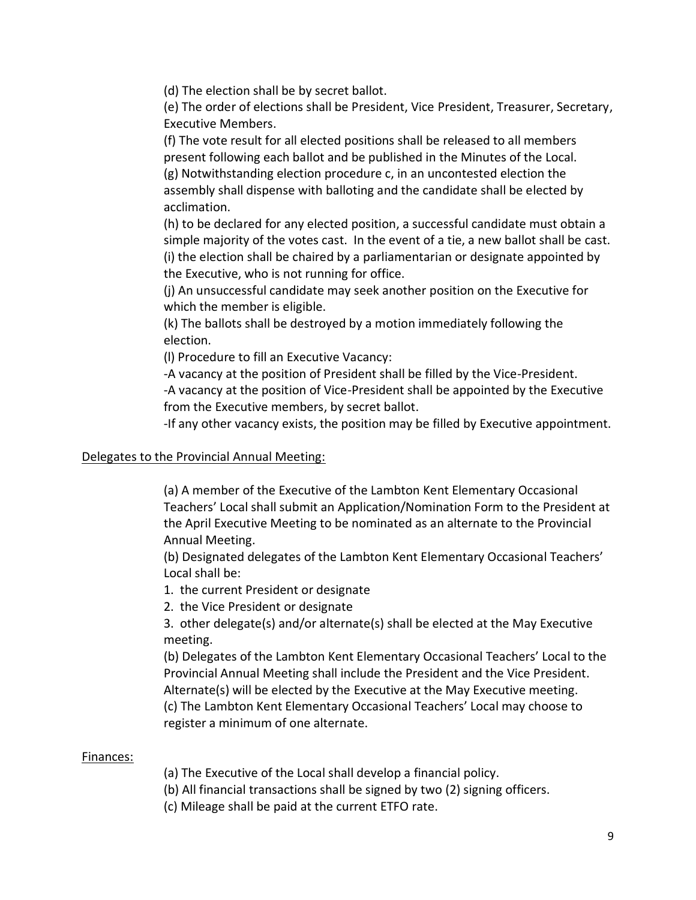(d) The election shall be by secret ballot.

(e) The order of elections shall be President, Vice President, Treasurer, Secretary, Executive Members.

(f) The vote result for all elected positions shall be released to all members present following each ballot and be published in the Minutes of the Local.

(g) Notwithstanding election procedure c, in an uncontested election the assembly shall dispense with balloting and the candidate shall be elected by acclimation.

(h) to be declared for any elected position, a successful candidate must obtain a simple majority of the votes cast. In the event of a tie, a new ballot shall be cast.

(i) the election shall be chaired by a parliamentarian or designate appointed by the Executive, who is not running for office.

(j) An unsuccessful candidate may seek another position on the Executive for which the member is eligible.

(k) The ballots shall be destroyed by a motion immediately following the election.

(l) Procedure to fill an Executive Vacancy:

-A vacancy at the position of President shall be filled by the Vice-President.

-A vacancy at the position of Vice-President shall be appointed by the Executive from the Executive members, by secret ballot.

-If any other vacancy exists, the position may be filled by Executive appointment.

<u>Delegates to the Provincial Annual Meeting:</u>

(a) A member of the Executive of the Lambton Kent Elementary Occasional Teachers' Local shall submit an Application/Nomination Form to the President at the April Executive Meeting to be nominated as an alternate to the Provincial Annual Meeting.

(b) Designated delegates of the Lambton Kent Elementary Occasional Teachers' Local shall be:

1. the current President or designate
2. the Vice President or designate
3. other delegate(s) and/or alternate(s) shall be elected at the May Executive meeting.

(b) Delegates of the Lambton Kent Elementary Occasional Teachers' Local to the Provincial Annual Meeting shall include the President and the Vice President. Alternate(s) will be elected by the Executive at the May Executive meeting.

(c) The Lambton Kent Elementary Occasional Teachers' Local may choose to register a minimum of one alternate.

<u>Finances:</u>

(a) The Executive of the Local shall develop a financial policy.

(b) All financial transactions shall be signed by two (2) signing officers.

(c) Mileage shall be paid at the current ETFO rate.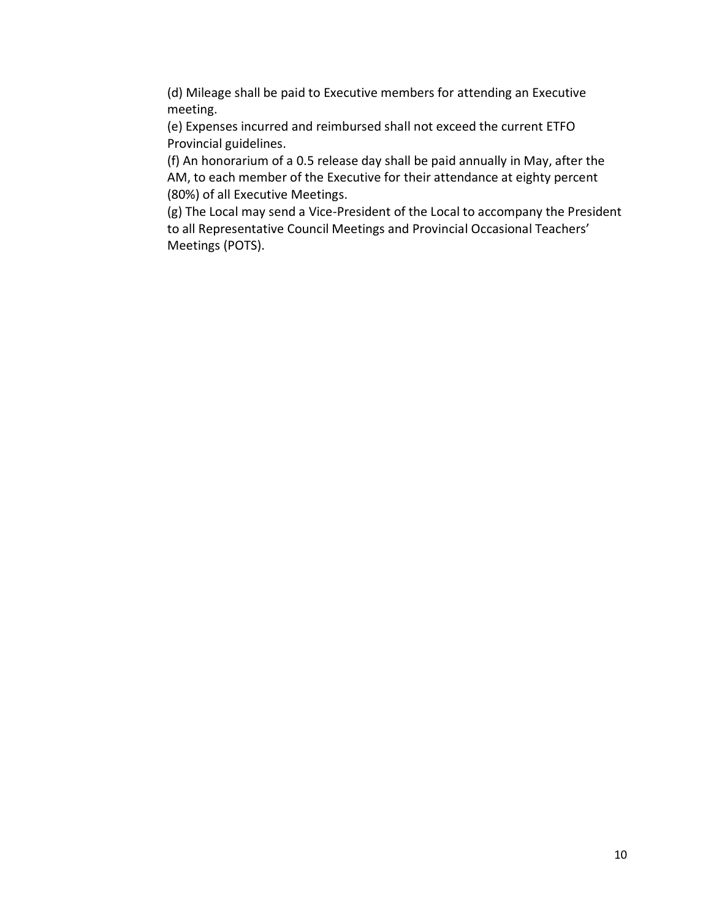(d) Mileage shall be paid to Executive members for attending an Executive meeting.

(e) Expenses incurred and reimbursed shall not exceed the current ETFO Provincial guidelines.

(f) An honorarium of a 0.5 release day shall be paid annually in May, after the AM, to each member of the Executive for their attendance at eighty percent (80%) of all Executive Meetings.

(g) The Local may send a Vice-President of the Local to accompany the President to all Representative Council Meetings and Provincial Occasional Teachers' Meetings (POTS).